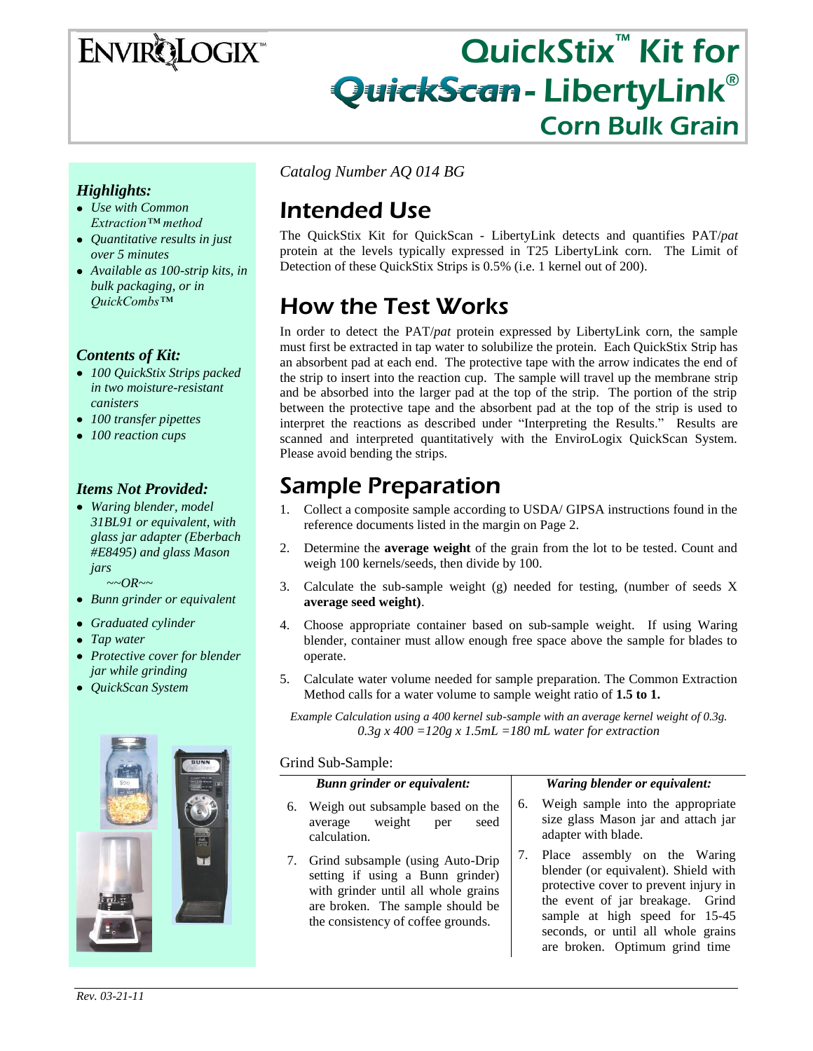# QuickStix™ Kit for QuickScan - LibertyLink® Corn Bulk Grain

ENVIROLOGIX™

*Catalog Number AQ 014 BG*

### *Highlights:*

- *Use with Common Extraction™ method*
- *Quantitative results in just over 5 minutes*
- *Available as 100-strip kits, in bulk packaging, or in QuickCombs™*

### *Contents of Kit:*

- *100 QuickStix Strips packed in two moisture-resistant canisters*
- *100 transfer pipettes*
- *100 reaction cups*

### *Items Not Provided:*

- *Waring blender, model 31BL91 or equivalent, with glass jar adapter (Eberbach #E8495) and glass Mason jars*

  *~~OR~~*
- *Bunn grinder or equivalent*
- *Graduated cylinder*
- *Tap water*
- *Protective cover for blender jar while grinding*
- *QuickScan System*

## Intended Use

The QuickStix Kit for QuickScan - LibertyLink detects and quantifies PAT/*pat* protein at the levels typically expressed in T25 LibertyLink corn. The Limit of Detection of these QuickStix Strips is 0.5% (i.e. 1 kernel out of 200).

## How the Test Works

In order to detect the PAT/*pat* protein expressed by LibertyLink corn, the sample must first be extracted in tap water to solubilize the protein. Each QuickStix Strip has an absorbent pad at each end. The protective tape with the arrow indicates the end of the strip to insert into the reaction cup. The sample will travel up the membrane strip and be absorbed into the larger pad at the top of the strip. The portion of the strip between the protective tape and the absorbent pad at the top of the strip is used to interpret the reactions as described under "Interpreting the Results." Results are scanned and interpreted quantitatively with the EnviroLogix QuickScan System. Please avoid bending the strips.

## Sample Preparation

1. Collect a composite sample according to USDA/ GIPSA instructions found in the reference documents listed in the margin on Page 2.
2. Determine the **average weight** of the grain from the lot to be tested. Count and weigh 100 kernels/seeds, then divide by 100.
3. Calculate the sub-sample weight (g) needed for testing, (number of seeds X **average seed weight)**.
4. Choose appropriate container based on sub-sample weight. If using Waring blender, container must allow enough free space above the sample for blades to operate.
5. Calculate water volume needed for sample preparation. The Common Extraction Method calls for a water volume to sample weight ratio of **1.5 to 1.**

*Example Calculation using a 400 kernel sub-sample with an average kernel weight of 0.3g.*
*0.3g x 400 =120g x 1.5mL =180 mL water for extraction*

Grind Sub-Sample:

| *Bunn grinder or equivalent:* | *Waring blender or equivalent:* |
|---|---|
| 6. Weigh out subsample based on the average weight per seed calculation. | 6. Weigh sample into the appropriate size glass Mason jar and attach jar adapter with blade. |
| 7. Grind subsample (using Auto-Drip setting if using a Bunn grinder) with grinder until all whole grains are broken. The sample should be the consistency of coffee grounds. | 7. Place assembly on the Waring blender (or equivalent). Shield with protective cover to prevent injury in the event of jar breakage. Grind sample at high speed for 15-45 seconds, or until all whole grains are broken. Optimum grind time |

*Rev. 03-21-11*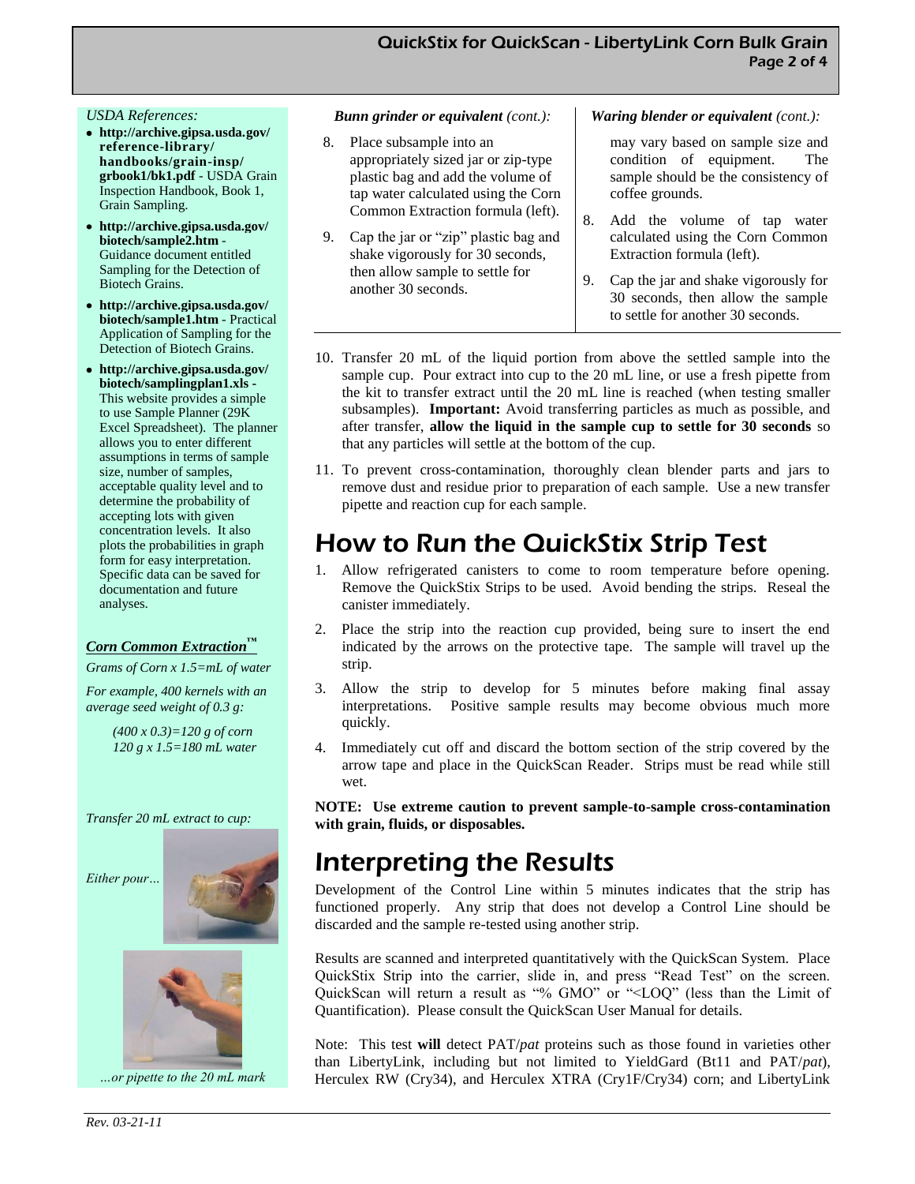*USDA References:*

- **http://archive.gipsa.usda.gov/reference-library/handbooks/grain-insp/grbook1/bk1.pdf** - USDA Grain Inspection Handbook, Book 1, Grain Sampling.
- **http://archive.gipsa.usda.gov/biotech/sample2.htm** - Guidance document entitled Sampling for the Detection of Biotech Grains.
- **http://archive.gipsa.usda.gov/biotech/sample1.htm** - Practical Application of Sampling for the Detection of Biotech Grains.
- **http://archive.gipsa.usda.gov/biotech/samplingplan1.xls** - This website provides a simple to use Sample Planner (29K Excel Spreadsheet). The planner allows you to enter different assumptions in terms of sample size, number of samples, acceptable quality level and to determine the probability of accepting lots with given concentration levels. It also plots the probabilities in graph form for easy interpretation. Specific data can be saved for documentation and future analyses.

***Corn Common Extraction™***

*Grams of Corn x 1.5=mL of water*

*For example, 400 kernels with an average seed weight of 0.3 g:*

*(400 x 0.3)=120 g of corn*
*120 g x 1.5=180 mL water*

*Transfer 20 mL extract to cup:*

*Either pour…*

*…or pipette to the 20 mL mark*

***Bunn grinder or equivalent** (cont.):*

8. Place subsample into an appropriately sized jar or zip-type plastic bag and add the volume of tap water calculated using the Corn Common Extraction formula (left).
9. Cap the jar or "zip" plastic bag and shake vigorously for 30 seconds, then allow sample to settle for another 30 seconds.

***Waring blender or equivalent** (cont.):*

may vary based on sample size and condition of equipment. The sample should be the consistency of coffee grounds.

8. Add the volume of tap water calculated using the Corn Common Extraction formula (left).
9. Cap the jar and shake vigorously for 30 seconds, then allow the sample to settle for another 30 seconds.

10. Transfer 20 mL of the liquid portion from above the settled sample into the sample cup. Pour extract into cup to the 20 mL line, or use a fresh pipette from the kit to transfer extract until the 20 mL line is reached (when testing smaller subsamples). **Important:** Avoid transferring particles as much as possible, and after transfer, **allow the liquid in the sample cup to settle for 30 seconds** so that any particles will settle at the bottom of the cup.
11. To prevent cross-contamination, thoroughly clean blender parts and jars to remove dust and residue prior to preparation of each sample. Use a new transfer pipette and reaction cup for each sample.

# How to Run the QuickStix Strip Test

1. Allow refrigerated canisters to come to room temperature before opening. Remove the QuickStix Strips to be used. Avoid bending the strips. Reseal the canister immediately.
2. Place the strip into the reaction cup provided, being sure to insert the end indicated by the arrows on the protective tape. The sample will travel up the strip.
3. Allow the strip to develop for 5 minutes before making final assay interpretations. Positive sample results may become obvious much more quickly.
4. Immediately cut off and discard the bottom section of the strip covered by the arrow tape and place in the QuickScan Reader. Strips must be read while still wet.

**NOTE: Use extreme caution to prevent sample-to-sample cross-contamination with grain, fluids, or disposables.**

# Interpreting the Results

Development of the Control Line within 5 minutes indicates that the strip has functioned properly. Any strip that does not develop a Control Line should be discarded and the sample re-tested using another strip.

Results are scanned and interpreted quantitatively with the QuickScan System. Place QuickStix Strip into the carrier, slide in, and press "Read Test" on the screen. QuickScan will return a result as "% GMO" or "<LOQ" (less than the Limit of Quantification). Please consult the QuickScan User Manual for details.

Note: This test **will** detect PAT/*pat* proteins such as those found in varieties other than LibertyLink, including but not limited to YieldGard (Bt11 and PAT/*pat*), Herculex RW (Cry34), and Herculex XTRA (Cry1F/Cry34) corn; and LibertyLink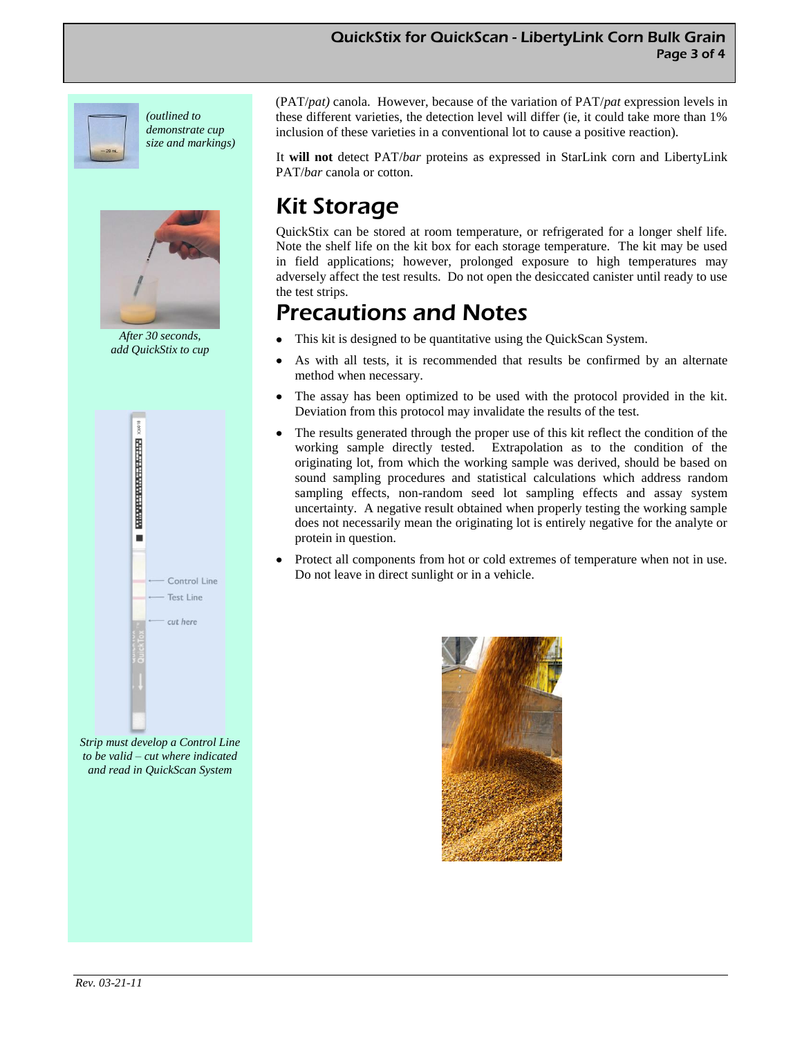*(outlined to demonstrate cup size and markings)*

*After 30 seconds, add QuickStix to cup*

*Strip must develop a Control Line to be valid – cut where indicated and read in QuickScan System*

(PAT/*pat)* canola. However, because of the variation of PAT/*pat* expression levels in these different varieties, the detection level will differ (ie, it could take more than 1% inclusion of these varieties in a conventional lot to cause a positive reaction).

It **will not** detect PAT/*bar* proteins as expressed in StarLink corn and LibertyLink PAT/*bar* canola or cotton.

# Kit Storage

QuickStix can be stored at room temperature, or refrigerated for a longer shelf life. Note the shelf life on the kit box for each storage temperature. The kit may be used in field applications; however, prolonged exposure to high temperatures may adversely affect the test results. Do not open the desiccated canister until ready to use the test strips.

# Precautions and Notes

- This kit is designed to be quantitative using the QuickScan System.
- As with all tests, it is recommended that results be confirmed by an alternate method when necessary.
- The assay has been optimized to be used with the protocol provided in the kit. Deviation from this protocol may invalidate the results of the test.
- The results generated through the proper use of this kit reflect the condition of the working sample directly tested. Extrapolation as to the condition of the originating lot, from which the working sample was derived, should be based on sound sampling procedures and statistical calculations which address random sampling effects, non-random seed lot sampling effects and assay system uncertainty. A negative result obtained when properly testing the working sample does not necessarily mean the originating lot is entirely negative for the analyte or protein in question.
- Protect all components from hot or cold extremes of temperature when not in use. Do not leave in direct sunlight or in a vehicle.

*Rev. 03-21-11*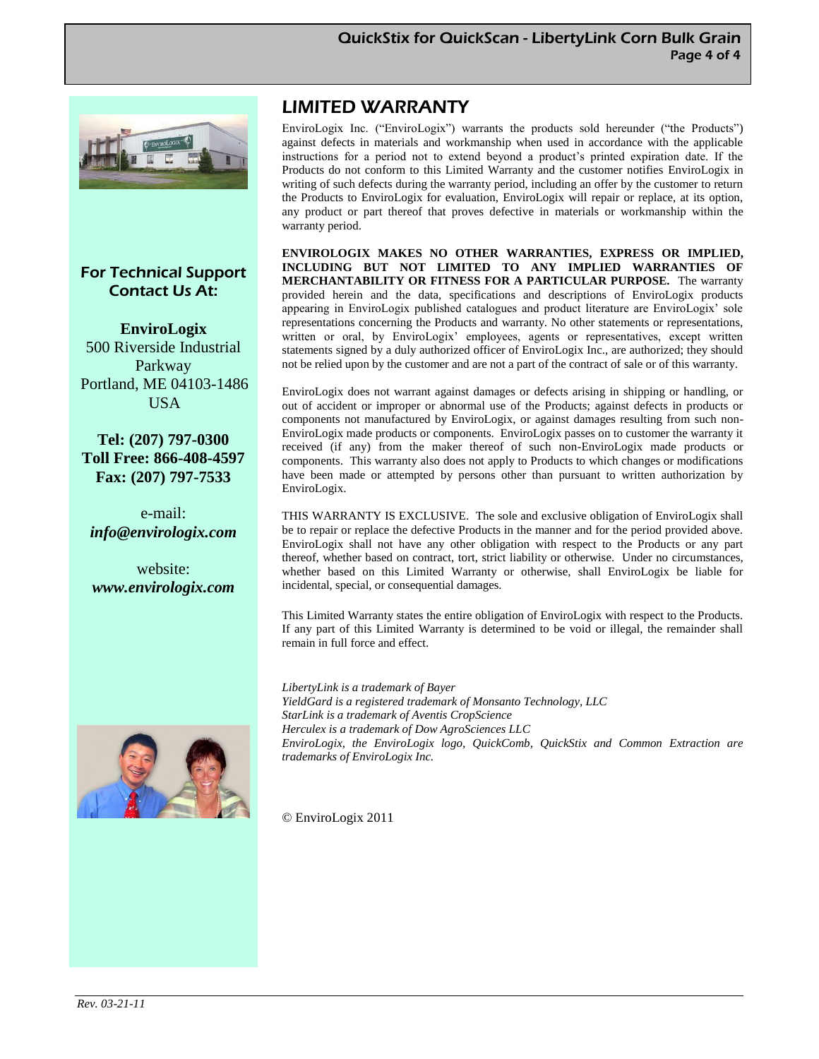## For Technical Support Contact Us At:

**EnviroLogix**
500 Riverside Industrial Parkway
Portland, ME 04103-1486
USA

**Tel: (207) 797-0300**
**Toll Free: 866-408-4597**
**Fax: (207) 797-7533**

e-mail:
***info@envirologix.com***

website:
***www.envirologix.com***

# LIMITED WARRANTY

EnviroLogix Inc. ("EnviroLogix") warrants the products sold hereunder ("the Products") against defects in materials and workmanship when used in accordance with the applicable instructions for a period not to extend beyond a product's printed expiration date. If the Products do not conform to this Limited Warranty and the customer notifies EnviroLogix in writing of such defects during the warranty period, including an offer by the customer to return the Products to EnviroLogix for evaluation, EnviroLogix will repair or replace, at its option, any product or part thereof that proves defective in materials or workmanship within the warranty period.

**ENVIROLOGIX MAKES NO OTHER WARRANTIES, EXPRESS OR IMPLIED, INCLUDING BUT NOT LIMITED TO ANY IMPLIED WARRANTIES OF MERCHANTABILITY OR FITNESS FOR A PARTICULAR PURPOSE.** The warranty provided herein and the data, specifications and descriptions of EnviroLogix products appearing in EnviroLogix published catalogues and product literature are EnviroLogix' sole representations concerning the Products and warranty. No other statements or representations, written or oral, by EnviroLogix' employees, agents or representatives, except written statements signed by a duly authorized officer of EnviroLogix Inc., are authorized; they should not be relied upon by the customer and are not a part of the contract of sale or of this warranty.

EnviroLogix does not warrant against damages or defects arising in shipping or handling, or out of accident or improper or abnormal use of the Products; against defects in products or components not manufactured by EnviroLogix, or against damages resulting from such non-EnviroLogix made products or components. EnviroLogix passes on to customer the warranty it received (if any) from the maker thereof of such non-EnviroLogix made products or components. This warranty also does not apply to Products to which changes or modifications have been made or attempted by persons other than pursuant to written authorization by EnviroLogix.

THIS WARRANTY IS EXCLUSIVE. The sole and exclusive obligation of EnviroLogix shall be to repair or replace the defective Products in the manner and for the period provided above. EnviroLogix shall not have any other obligation with respect to the Products or any part thereof, whether based on contract, tort, strict liability or otherwise. Under no circumstances, whether based on this Limited Warranty or otherwise, shall EnviroLogix be liable for incidental, special, or consequential damages.

This Limited Warranty states the entire obligation of EnviroLogix with respect to the Products. If any part of this Limited Warranty is determined to be void or illegal, the remainder shall remain in full force and effect.

*LibertyLink is a trademark of Bayer*
*YieldGard is a registered trademark of Monsanto Technology, LLC*
*StarLink is a trademark of Aventis CropScience*
*Herculex is a trademark of Dow AgroSciences LLC*
*EnviroLogix, the EnviroLogix logo, QuickComb, QuickStix and Common Extraction are trademarks of EnviroLogix Inc.*

© EnviroLogix 2011

*Rev. 03-21-11*